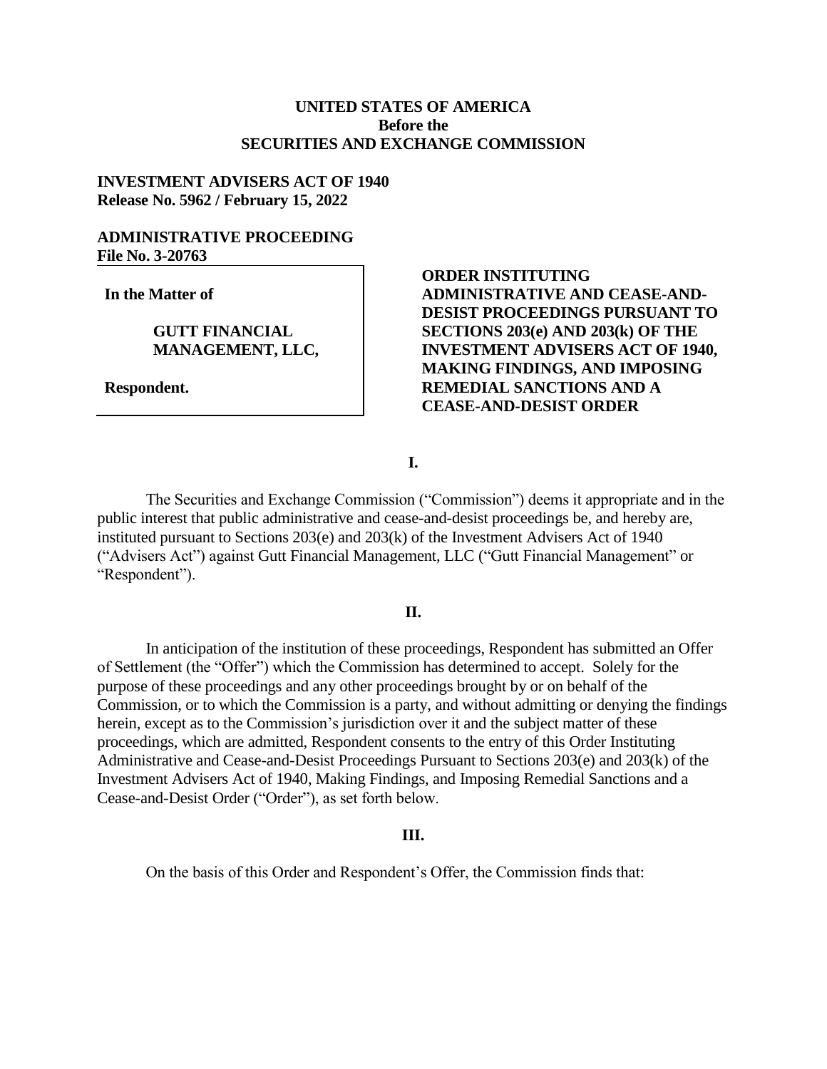**UNITED STATES OF AMERICA**
**Before the**
**SECURITIES AND EXCHANGE COMMISSION**

**INVESTMENT ADVISERS ACT OF 1940**
**Release No. 5962 / February 15, 2022**

**ADMINISTRATIVE PROCEEDING**
**File No. 3-20763**

| | |
|---|---|
| **In the Matter of**<br><br>**GUTT FINANCIAL MANAGEMENT, LLC,**<br><br>**Respondent.** | **ORDER INSTITUTING ADMINISTRATIVE AND CEASE-AND-DESIST PROCEEDINGS PURSUANT TO SECTIONS 203(e) AND 203(k) OF THE INVESTMENT ADVISERS ACT OF 1940, MAKING FINDINGS, AND IMPOSING REMEDIAL SANCTIONS AND A CEASE-AND-DESIST ORDER** |

**I.**

The Securities and Exchange Commission ("Commission") deems it appropriate and in the public interest that public administrative and cease-and-desist proceedings be, and hereby are, instituted pursuant to Sections 203(e) and 203(k) of the Investment Advisers Act of 1940 ("Advisers Act") against Gutt Financial Management, LLC ("Gutt Financial Management" or "Respondent").

**II.**

In anticipation of the institution of these proceedings, Respondent has submitted an Offer of Settlement (the "Offer") which the Commission has determined to accept. Solely for the purpose of these proceedings and any other proceedings brought by or on behalf of the Commission, or to which the Commission is a party, and without admitting or denying the findings herein, except as to the Commission's jurisdiction over it and the subject matter of these proceedings, which are admitted, Respondent consents to the entry of this Order Instituting Administrative and Cease-and-Desist Proceedings Pursuant to Sections 203(e) and 203(k) of the Investment Advisers Act of 1940, Making Findings, and Imposing Remedial Sanctions and a Cease-and-Desist Order ("Order"), as set forth below.

**III.**

On the basis of this Order and Respondent's Offer, the Commission finds that: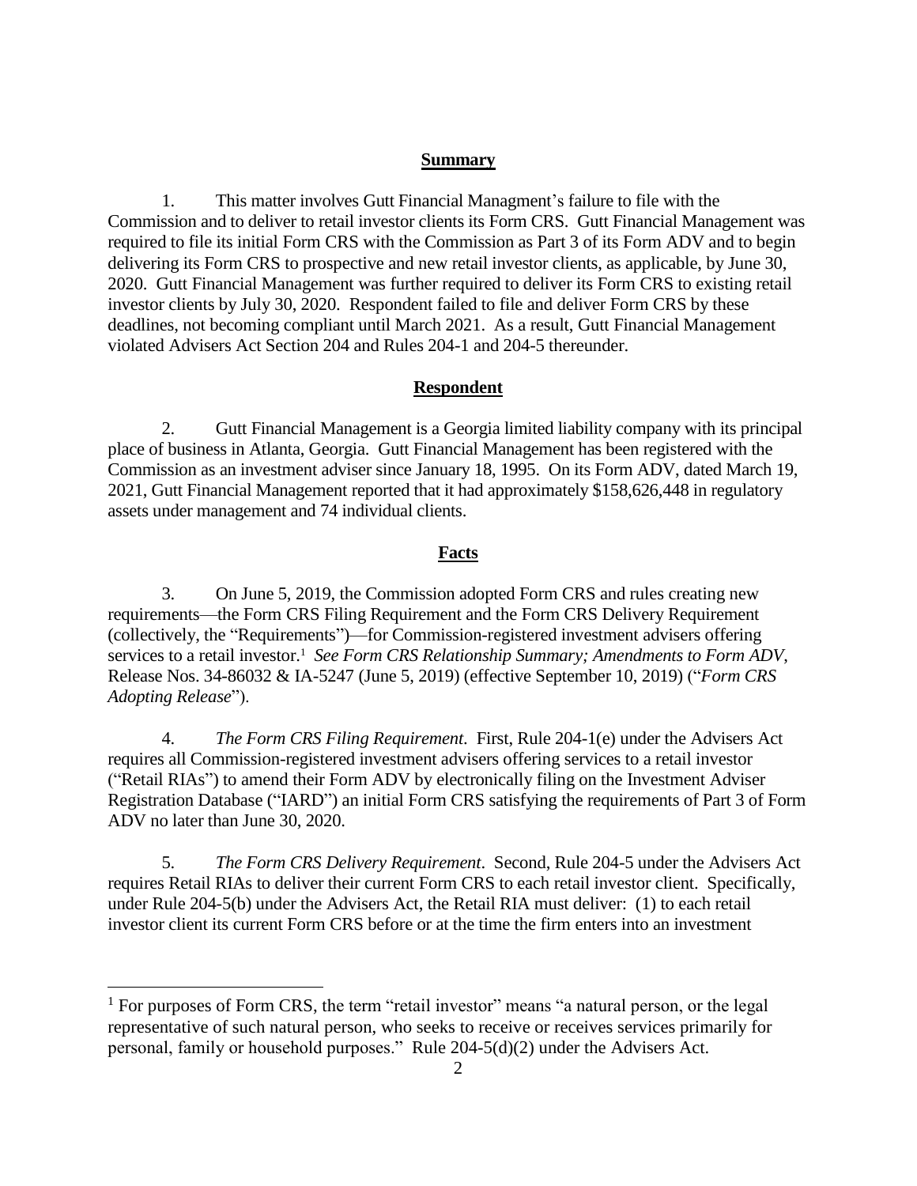## Summary

1. This matter involves Gutt Financial Managment's failure to file with the Commission and to deliver to retail investor clients its Form CRS. Gutt Financial Management was required to file its initial Form CRS with the Commission as Part 3 of its Form ADV and to begin delivering its Form CRS to prospective and new retail investor clients, as applicable, by June 30, 2020. Gutt Financial Management was further required to deliver its Form CRS to existing retail investor clients by July 30, 2020. Respondent failed to file and deliver Form CRS by these deadlines, not becoming compliant until March 2021. As a result, Gutt Financial Management violated Advisers Act Section 204 and Rules 204-1 and 204-5 thereunder.

## Respondent

2. Gutt Financial Management is a Georgia limited liability company with its principal place of business in Atlanta, Georgia. Gutt Financial Management has been registered with the Commission as an investment adviser since January 18, 1995. On its Form ADV, dated March 19, 2021, Gutt Financial Management reported that it had approximately $158,626,448 in regulatory assets under management and 74 individual clients.

## Facts

3. On June 5, 2019, the Commission adopted Form CRS and rules creating new requirements—the Form CRS Filing Requirement and the Form CRS Delivery Requirement (collectively, the "Requirements")—for Commission-registered investment advisers offering services to a retail investor.[1] *See Form CRS Relationship Summary; Amendments to Form ADV*, Release Nos. 34-86032 & IA-5247 (June 5, 2019) (effective September 10, 2019) ("*Form CRS Adopting Release*").

4. *The Form CRS Filing Requirement*. First, Rule 204-1(e) under the Advisers Act requires all Commission-registered investment advisers offering services to a retail investor ("Retail RIAs") to amend their Form ADV by electronically filing on the Investment Adviser Registration Database ("IARD") an initial Form CRS satisfying the requirements of Part 3 of Form ADV no later than June 30, 2020.

5. *The Form CRS Delivery Requirement*. Second, Rule 204-5 under the Advisers Act requires Retail RIAs to deliver their current Form CRS to each retail investor client. Specifically, under Rule 204-5(b) under the Advisers Act, the Retail RIA must deliver: (1) to each retail investor client its current Form CRS before or at the time the firm enters into an investment

[1] For purposes of Form CRS, the term "retail investor" means "a natural person, or the legal representative of such natural person, who seeks to receive or receives services primarily for personal, family or household purposes." Rule 204-5(d)(2) under the Advisers Act.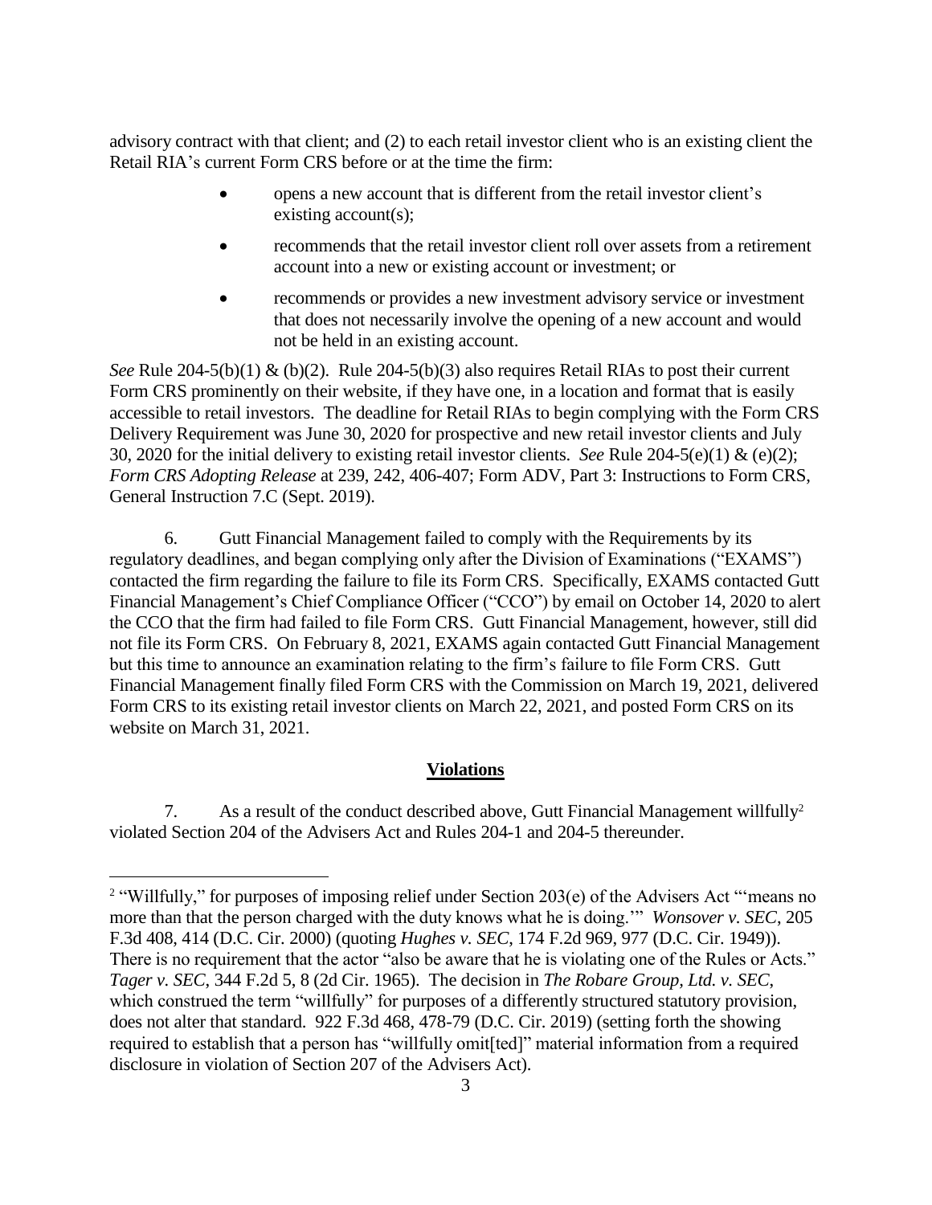advisory contract with that client; and (2) to each retail investor client who is an existing client the Retail RIA's current Form CRS before or at the time the firm:

- opens a new account that is different from the retail investor client's existing account(s);
- recommends that the retail investor client roll over assets from a retirement account into a new or existing account or investment; or
- recommends or provides a new investment advisory service or investment that does not necessarily involve the opening of a new account and would not be held in an existing account.

*See* Rule 204-5(b)(1) & (b)(2). Rule 204-5(b)(3) also requires Retail RIAs to post their current Form CRS prominently on their website, if they have one, in a location and format that is easily accessible to retail investors. The deadline for Retail RIAs to begin complying with the Form CRS Delivery Requirement was June 30, 2020 for prospective and new retail investor clients and July 30, 2020 for the initial delivery to existing retail investor clients. *See* Rule 204-5(e)(1) & (e)(2); *Form CRS Adopting Release* at 239, 242, 406-407; Form ADV, Part 3: Instructions to Form CRS, General Instruction 7.C (Sept. 2019).

6. Gutt Financial Management failed to comply with the Requirements by its regulatory deadlines, and began complying only after the Division of Examinations ("EXAMS") contacted the firm regarding the failure to file its Form CRS. Specifically, EXAMS contacted Gutt Financial Management's Chief Compliance Officer ("CCO") by email on October 14, 2020 to alert the CCO that the firm had failed to file Form CRS. Gutt Financial Management, however, still did not file its Form CRS. On February 8, 2021, EXAMS again contacted Gutt Financial Management but this time to announce an examination relating to the firm's failure to file Form CRS. Gutt Financial Management finally filed Form CRS with the Commission on March 19, 2021, delivered Form CRS to its existing retail investor clients on March 22, 2021, and posted Form CRS on its website on March 31, 2021.

## Violations

7. As a result of the conduct described above, Gutt Financial Management willfully[2] violated Section 204 of the Advisers Act and Rules 204-1 and 204-5 thereunder.

---

[2] "Willfully," for purposes of imposing relief under Section 203(e) of the Advisers Act "'means no more than that the person charged with the duty knows what he is doing.'" *Wonsover v. SEC*, 205 F.3d 408, 414 (D.C. Cir. 2000) (quoting *Hughes v. SEC*, 174 F.2d 969, 977 (D.C. Cir. 1949)). There is no requirement that the actor "also be aware that he is violating one of the Rules or Acts." *Tager v. SEC*, 344 F.2d 5, 8 (2d Cir. 1965). The decision in *The Robare Group, Ltd. v. SEC*, which construed the term "willfully" for purposes of a differently structured statutory provision, does not alter that standard. 922 F.3d 468, 478-79 (D.C. Cir. 2019) (setting forth the showing required to establish that a person has "willfully omit[ted]" material information from a required disclosure in violation of Section 207 of the Advisers Act).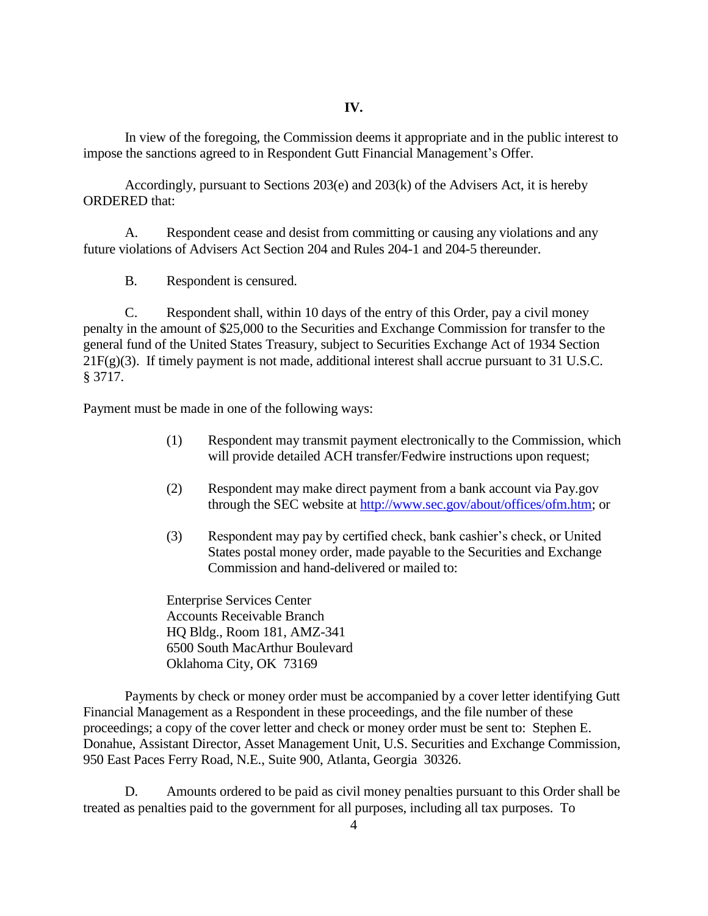# IV.

In view of the foregoing, the Commission deems it appropriate and in the public interest to impose the sanctions agreed to in Respondent Gutt Financial Management's Offer.

Accordingly, pursuant to Sections 203(e) and 203(k) of the Advisers Act, it is hereby ORDERED that:

A. Respondent cease and desist from committing or causing any violations and any future violations of Advisers Act Section 204 and Rules 204-1 and 204-5 thereunder.

B. Respondent is censured.

C. Respondent shall, within 10 days of the entry of this Order, pay a civil money penalty in the amount of $25,000 to the Securities and Exchange Commission for transfer to the general fund of the United States Treasury, subject to Securities Exchange Act of 1934 Section 21F(g)(3). If timely payment is not made, additional interest shall accrue pursuant to 31 U.S.C. § 3717.

Payment must be made in one of the following ways:

(1) Respondent may transmit payment electronically to the Commission, which will provide detailed ACH transfer/Fedwire instructions upon request;

(2) Respondent may make direct payment from a bank account via Pay.gov through the SEC website at http://www.sec.gov/about/offices/ofm.htm; or

(3) Respondent may pay by certified check, bank cashier's check, or United States postal money order, made payable to the Securities and Exchange Commission and hand-delivered or mailed to:

Enterprise Services Center
Accounts Receivable Branch
HQ Bldg., Room 181, AMZ-341
6500 South MacArthur Boulevard
Oklahoma City, OK 73169

Payments by check or money order must be accompanied by a cover letter identifying Gutt Financial Management as a Respondent in these proceedings, and the file number of these proceedings; a copy of the cover letter and check or money order must be sent to: Stephen E. Donahue, Assistant Director, Asset Management Unit, U.S. Securities and Exchange Commission, 950 East Paces Ferry Road, N.E., Suite 900, Atlanta, Georgia 30326.

D. Amounts ordered to be paid as civil money penalties pursuant to this Order shall be treated as penalties paid to the government for all purposes, including all tax purposes. To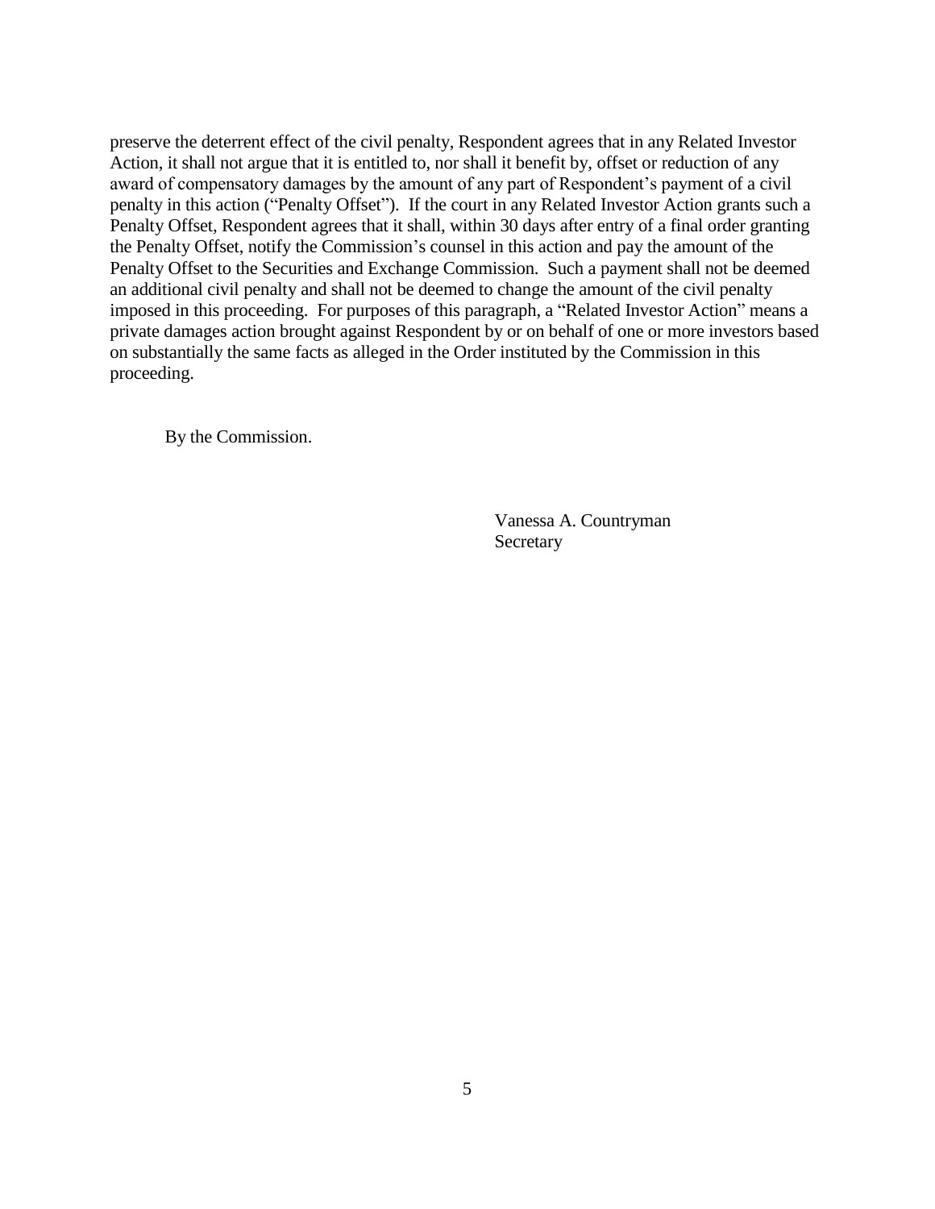preserve the deterrent effect of the civil penalty, Respondent agrees that in any Related Investor Action, it shall not argue that it is entitled to, nor shall it benefit by, offset or reduction of any award of compensatory damages by the amount of any part of Respondent's payment of a civil penalty in this action ("Penalty Offset"). If the court in any Related Investor Action grants such a Penalty Offset, Respondent agrees that it shall, within 30 days after entry of a final order granting the Penalty Offset, notify the Commission's counsel in this action and pay the amount of the Penalty Offset to the Securities and Exchange Commission. Such a payment shall not be deemed an additional civil penalty and shall not be deemed to change the amount of the civil penalty imposed in this proceeding. For purposes of this paragraph, a "Related Investor Action" means a private damages action brought against Respondent by or on behalf of one or more investors based on substantially the same facts as alleged in the Order instituted by the Commission in this proceeding.

By the Commission.

Vanessa A. Countryman
Secretary